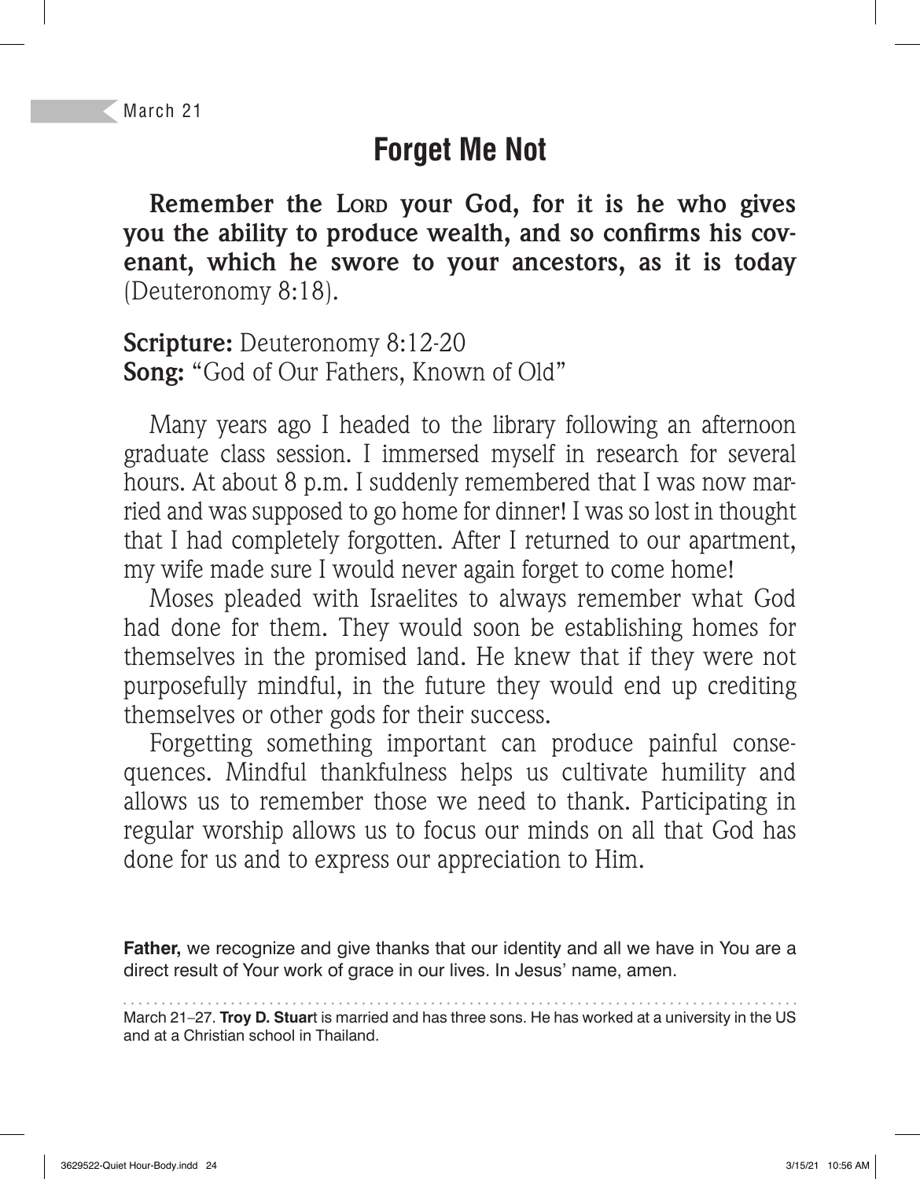March 21

# Forget Me Not

**Remember the LORD your God, for it is he who gives you the ability to produce wealth, and so confirms his covenant, which he swore to your ancestors, as it is today** (Deuteronomy 8:18).

**Scripture:** Deuteronomy 8:12-20
**Song:** "God of Our Fathers, Known of Old"

Many years ago I headed to the library following an afternoon graduate class session. I immersed myself in research for several hours. At about 8 p.m. I suddenly remembered that I was now married and was supposed to go home for dinner! I was so lost in thought that I had completely forgotten. After I returned to our apartment, my wife made sure I would never again forget to come home!

Moses pleaded with Israelites to always remember what God had done for them. They would soon be establishing homes for themselves in the promised land. He knew that if they were not purposefully mindful, in the future they would end up crediting themselves or other gods for their success.

Forgetting something important can produce painful consequences. Mindful thankfulness helps us cultivate humility and allows us to remember those we need to thank. Participating in regular worship allows us to focus our minds on all that God has done for us and to express our appreciation to Him.

**Father,** we recognize and give thanks that our identity and all we have in You are a direct result of Your work of grace in our lives. In Jesus' name, amen.

---

March 21–27. **Troy D. Stuart** is married and has three sons. He has worked at a university in the US and at a Christian school in Thailand.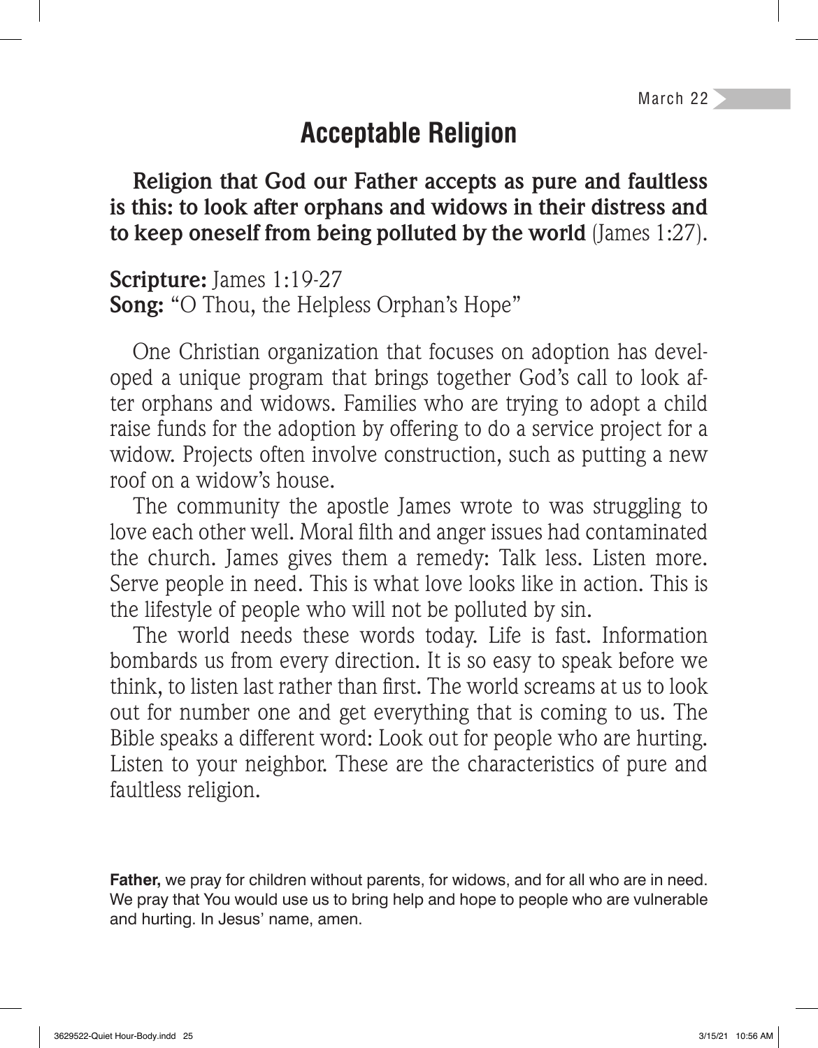March 22

# Acceptable Religion

**Religion that God our Father accepts as pure and faultless is this: to look after orphans and widows in their distress and to keep oneself from being polluted by the world** (James 1:27).

**Scripture:** James 1:19-27
**Song:** "O Thou, the Helpless Orphan's Hope"

One Christian organization that focuses on adoption has developed a unique program that brings together God's call to look after orphans and widows. Families who are trying to adopt a child raise funds for the adoption by offering to do a service project for a widow. Projects often involve construction, such as putting a new roof on a widow's house.

The community the apostle James wrote to was struggling to love each other well. Moral filth and anger issues had contaminated the church. James gives them a remedy: Talk less. Listen more. Serve people in need. This is what love looks like in action. This is the lifestyle of people who will not be polluted by sin.

The world needs these words today. Life is fast. Information bombards us from every direction. It is so easy to speak before we think, to listen last rather than first. The world screams at us to look out for number one and get everything that is coming to us. The Bible speaks a different word: Look out for people who are hurting. Listen to your neighbor. These are the characteristics of pure and faultless religion.

**Father,** we pray for children without parents, for widows, and for all who are in need. We pray that You would use us to bring help and hope to people who are vulnerable and hurting. In Jesus' name, amen.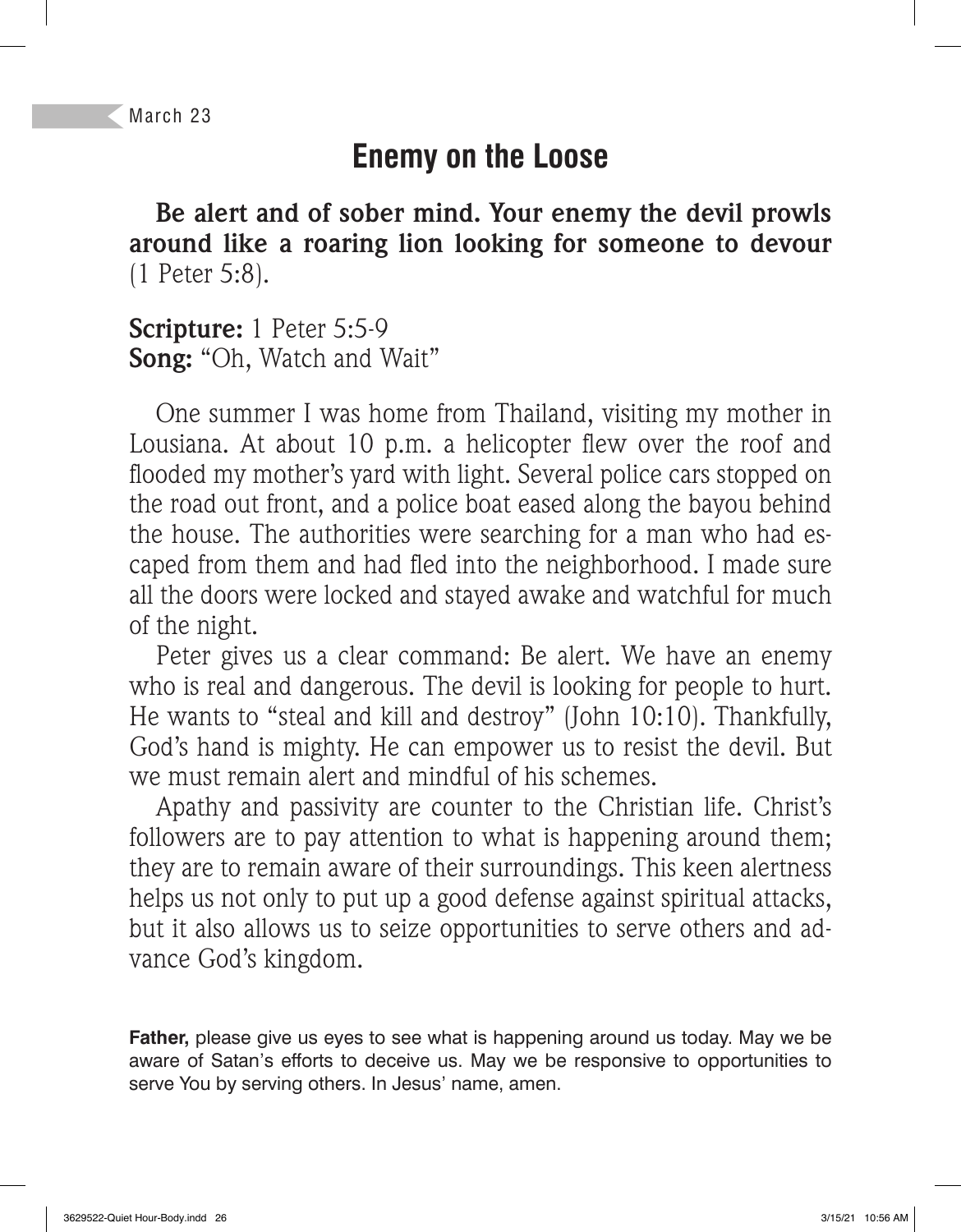March 23

# Enemy on the Loose

**Be alert and of sober mind. Your enemy the devil prowls around like a roaring lion looking for someone to devour** (1 Peter 5:8).

**Scripture:** 1 Peter 5:5-9
**Song:** "Oh, Watch and Wait"

One summer I was home from Thailand, visiting my mother in Lousiana. At about 10 p.m. a helicopter flew over the roof and flooded my mother's yard with light. Several police cars stopped on the road out front, and a police boat eased along the bayou behind the house. The authorities were searching for a man who had escaped from them and had fled into the neighborhood. I made sure all the doors were locked and stayed awake and watchful for much of the night.

Peter gives us a clear command: Be alert. We have an enemy who is real and dangerous. The devil is looking for people to hurt. He wants to "steal and kill and destroy" (John 10:10). Thankfully, God's hand is mighty. He can empower us to resist the devil. But we must remain alert and mindful of his schemes.

Apathy and passivity are counter to the Christian life. Christ's followers are to pay attention to what is happening around them; they are to remain aware of their surroundings. This keen alertness helps us not only to put up a good defense against spiritual attacks, but it also allows us to seize opportunities to serve others and advance God's kingdom.

**Father,** please give us eyes to see what is happening around us today. May we be aware of Satan's efforts to deceive us. May we be responsive to opportunities to serve You by serving others. In Jesus' name, amen.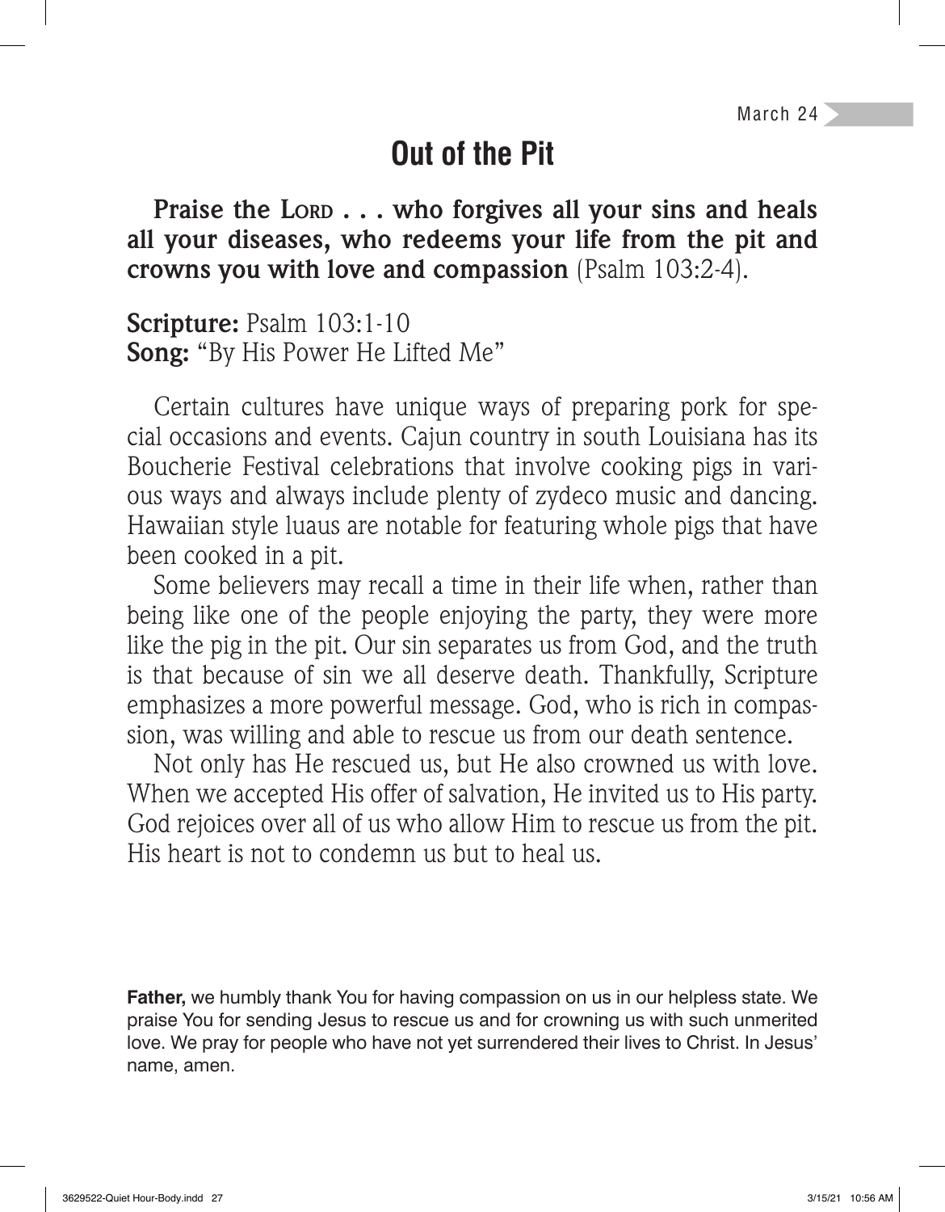March 24

# Out of the Pit

**Praise the LORD . . . who forgives all your sins and heals all your diseases, who redeems your life from the pit and crowns you with love and compassion** (Psalm 103:2-4).

**Scripture:** Psalm 103:1-10
**Song:** "By His Power He Lifted Me"

Certain cultures have unique ways of preparing pork for special occasions and events. Cajun country in south Louisiana has its Boucherie Festival celebrations that involve cooking pigs in various ways and always include plenty of zydeco music and dancing. Hawaiian style luaus are notable for featuring whole pigs that have been cooked in a pit.

Some believers may recall a time in their life when, rather than being like one of the people enjoying the party, they were more like the pig in the pit. Our sin separates us from God, and the truth is that because of sin we all deserve death. Thankfully, Scripture emphasizes a more powerful message. God, who is rich in compassion, was willing and able to rescue us from our death sentence.

Not only has He rescued us, but He also crowned us with love. When we accepted His offer of salvation, He invited us to His party. God rejoices over all of us who allow Him to rescue us from the pit. His heart is not to condemn us but to heal us.

**Father,** we humbly thank You for having compassion on us in our helpless state. We praise You for sending Jesus to rescue us and for crowning us with such unmerited love. We pray for people who have not yet surrendered their lives to Christ. In Jesus' name, amen.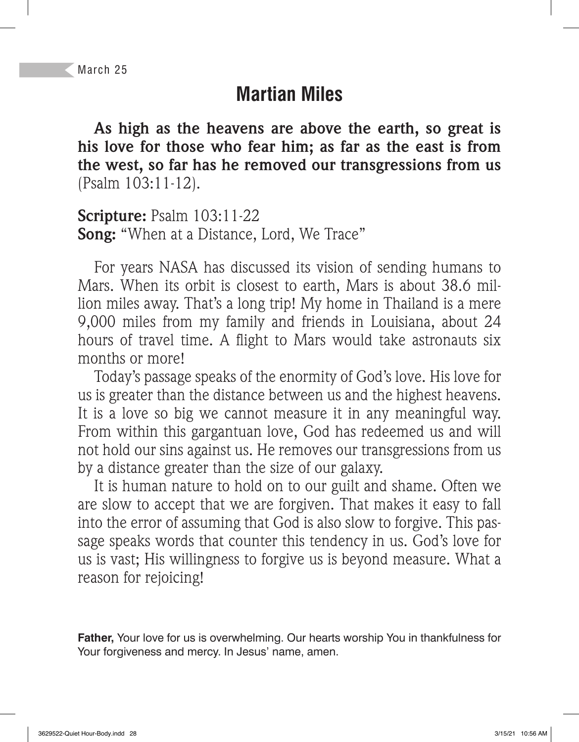March 25

# Martian Miles

**As high as the heavens are above the earth, so great is his love for those who fear him; as far as the east is from the west, so far has he removed our transgressions from us** (Psalm 103:11-12).

**Scripture:** Psalm 103:11-22
**Song:** "When at a Distance, Lord, We Trace"

For years NASA has discussed its vision of sending humans to Mars. When its orbit is closest to earth, Mars is about 38.6 million miles away. That's a long trip! My home in Thailand is a mere 9,000 miles from my family and friends in Louisiana, about 24 hours of travel time. A flight to Mars would take astronauts six months or more!

Today's passage speaks of the enormity of God's love. His love for us is greater than the distance between us and the highest heavens. It is a love so big we cannot measure it in any meaningful way. From within this gargantuan love, God has redeemed us and will not hold our sins against us. He removes our transgressions from us by a distance greater than the size of our galaxy.

It is human nature to hold on to our guilt and shame. Often we are slow to accept that we are forgiven. That makes it easy to fall into the error of assuming that God is also slow to forgive. This passage speaks words that counter this tendency in us. God's love for us is vast; His willingness to forgive us is beyond measure. What a reason for rejoicing!

**Father,** Your love for us is overwhelming. Our hearts worship You in thankfulness for Your forgiveness and mercy. In Jesus' name, amen.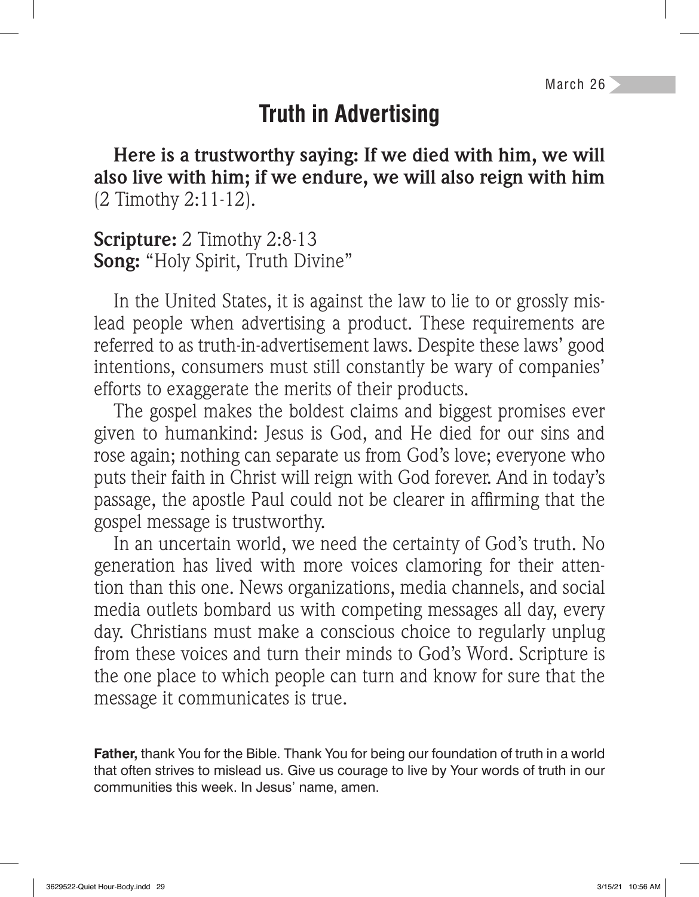March 26

# Truth in Advertising

**Here is a trustworthy saying: If we died with him, we will also live with him; if we endure, we will also reign with him** (2 Timothy 2:11-12).

**Scripture:** 2 Timothy 2:8-13
**Song:** "Holy Spirit, Truth Divine"

In the United States, it is against the law to lie to or grossly mislead people when advertising a product. These requirements are referred to as truth-in-advertisement laws. Despite these laws' good intentions, consumers must still constantly be wary of companies' efforts to exaggerate the merits of their products.

The gospel makes the boldest claims and biggest promises ever given to humankind: Jesus is God, and He died for our sins and rose again; nothing can separate us from God's love; everyone who puts their faith in Christ will reign with God forever. And in today's passage, the apostle Paul could not be clearer in affirming that the gospel message is trustworthy.

In an uncertain world, we need the certainty of God's truth. No generation has lived with more voices clamoring for their attention than this one. News organizations, media channels, and social media outlets bombard us with competing messages all day, every day. Christians must make a conscious choice to regularly unplug from these voices and turn their minds to God's Word. Scripture is the one place to which people can turn and know for sure that the message it communicates is true.

**Father,** thank You for the Bible. Thank You for being our foundation of truth in a world that often strives to mislead us. Give us courage to live by Your words of truth in our communities this week. In Jesus' name, amen.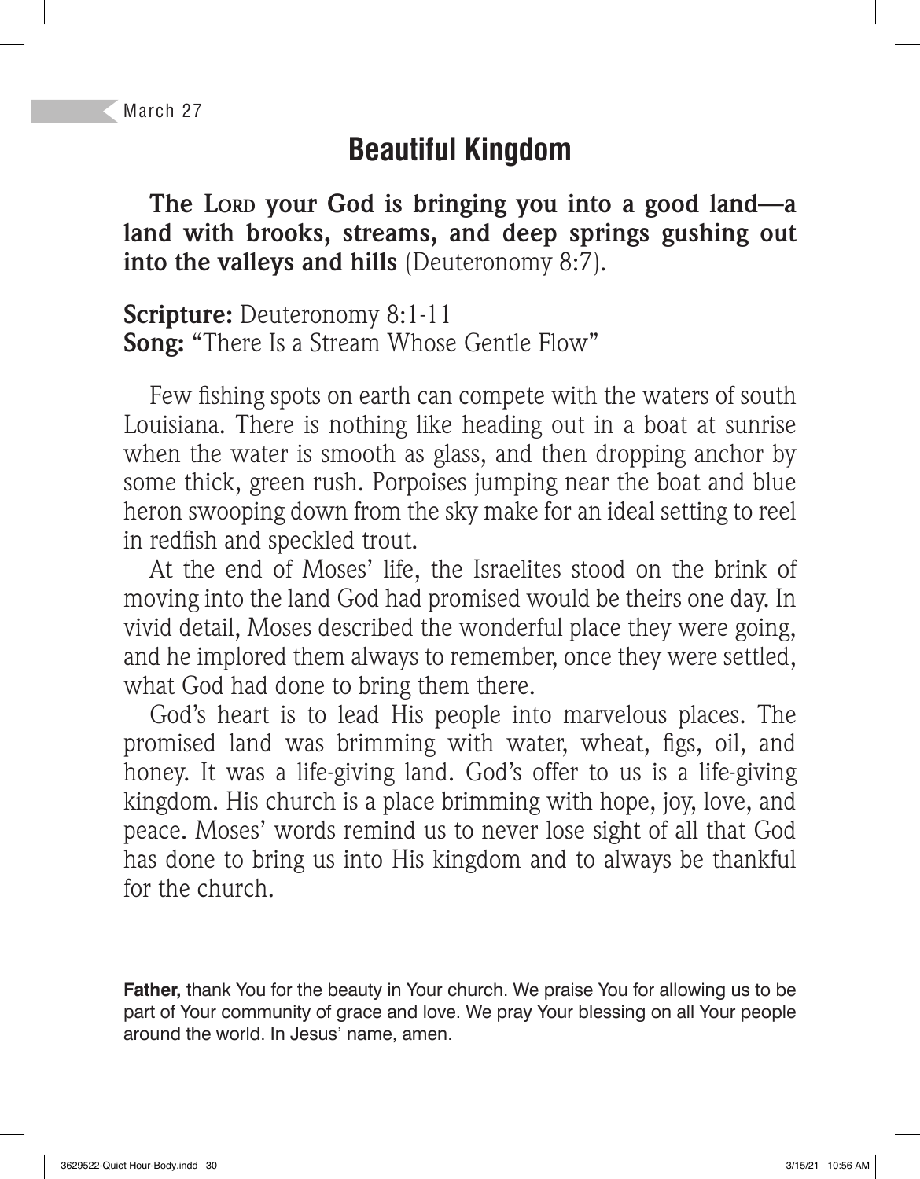March 27

# Beautiful Kingdom

**The LORD your God is bringing you into a good land—a land with brooks, streams, and deep springs gushing out into the valleys and hills** (Deuteronomy 8:7).

**Scripture:** Deuteronomy 8:1-11
**Song:** "There Is a Stream Whose Gentle Flow"

Few fishing spots on earth can compete with the waters of south Louisiana. There is nothing like heading out in a boat at sunrise when the water is smooth as glass, and then dropping anchor by some thick, green rush. Porpoises jumping near the boat and blue heron swooping down from the sky make for an ideal setting to reel in redfish and speckled trout.

At the end of Moses' life, the Israelites stood on the brink of moving into the land God had promised would be theirs one day. In vivid detail, Moses described the wonderful place they were going, and he implored them always to remember, once they were settled, what God had done to bring them there.

God's heart is to lead His people into marvelous places. The promised land was brimming with water, wheat, figs, oil, and honey. It was a life-giving land. God's offer to us is a life-giving kingdom. His church is a place brimming with hope, joy, love, and peace. Moses' words remind us to never lose sight of all that God has done to bring us into His kingdom and to always be thankful for the church.

**Father,** thank You for the beauty in Your church. We praise You for allowing us to be part of Your community of grace and love. We pray Your blessing on all Your people around the world. In Jesus' name, amen.